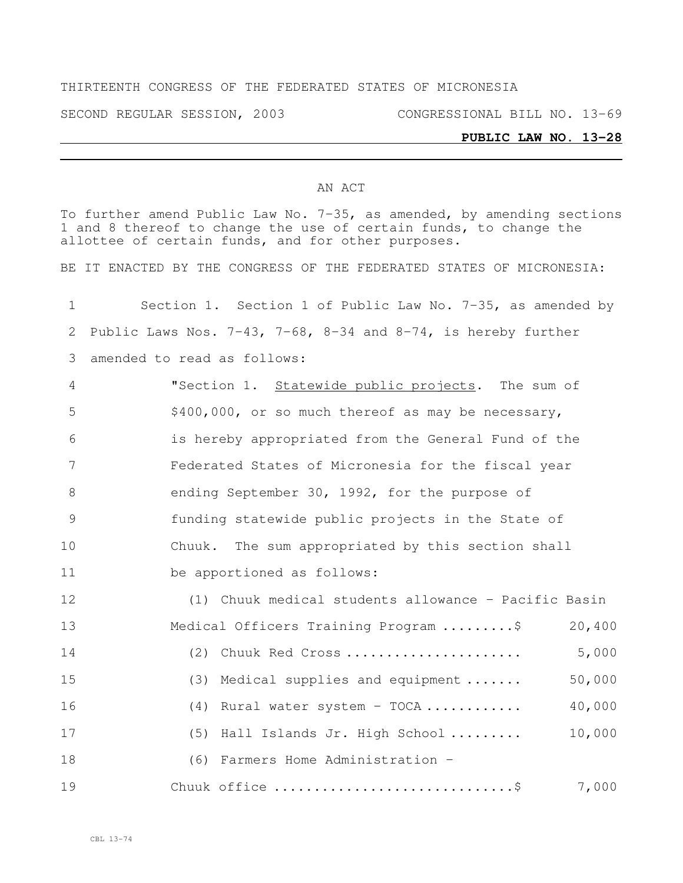THIRTEENTH CONGRESS OF THE FEDERATED STATES OF MICRONESIA

SECOND REGULAR SESSION, 2003 CONGRESSIONAL BILL NO. 13-69

**PUBLIC LAW NO. 13-28**

AN ACT

To further amend Public Law No. 7-35, as amended, by amending sections 1 and 8 thereof to change the use of certain funds, to change the allottee of certain funds, and for other purposes.

BE IT ENACTED BY THE CONGRESS OF THE FEDERATED STATES OF MICRONESIA:

Section 1. Section 1 of Public Law No. 7-35, as amended by Public Laws Nos. 7-43, 7-68, 8-34 and 8-74, is hereby further amended to read as follows:

"Section 1. Statewide public projects. The sum of $400,000, or so much thereof as may be necessary, is hereby appropriated from the General Fund of the Federated States of Micronesia for the fiscal year ending September 30, 1992, for the purpose of funding statewide public projects in the State of Chuuk. The sum appropriated by this section shall be apportioned as follows:

(1) Chuuk medical students allowance - Pacific Basin Medical Officers Training Program .........$ 20,400

(2) Chuuk Red Cross ..................... 5,000

(3) Medical supplies and equipment ....... 50,000

(4) Rural water system - TOCA ........... 40,000

(5) Hall Islands Jr. High School ......... 10,000

(6) Farmers Home Administration - Chuuk office ............................$ 7,000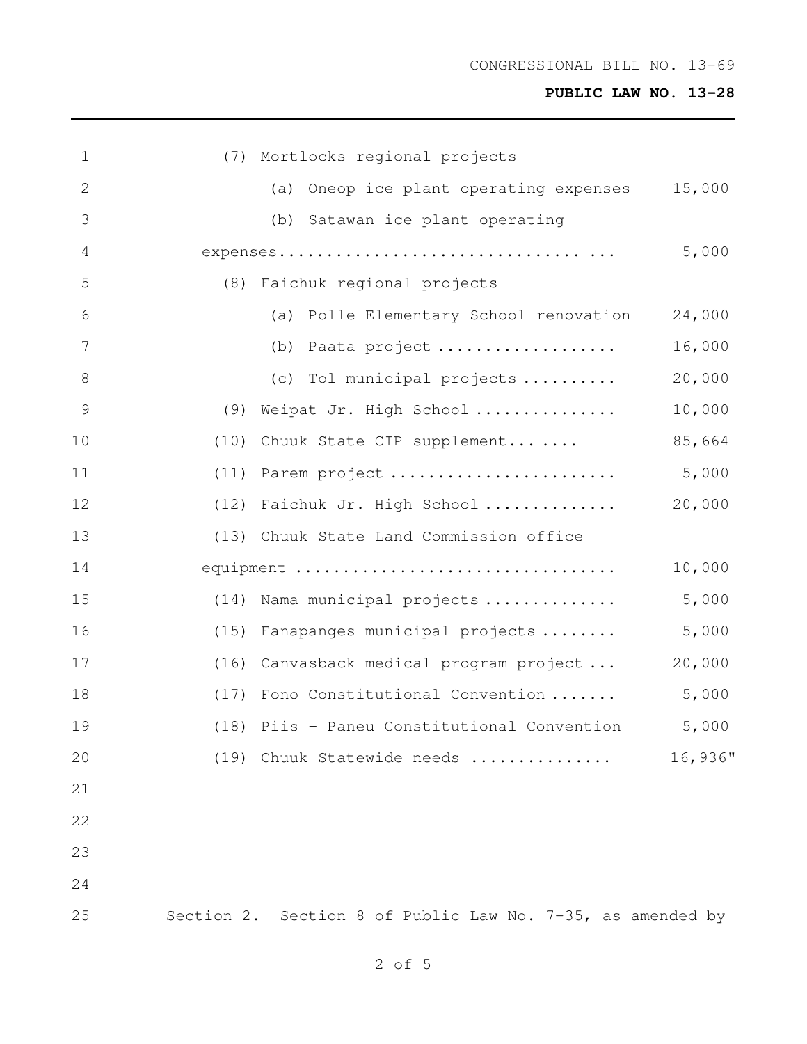(7) Mortlocks regional projects

(a) Oneop ice plant operating expenses 15,000

(b) Satawan ice plant operating expenses................................ ... 5,000

(8) Faichuk regional projects

(a) Polle Elementary School renovation 24,000

(b) Paata project .................. 16,000

(c) Tol municipal projects .......... 20,000

(9) Weipat Jr. High School ............... 10,000

(10) Chuuk State CIP supplement... .... 85,664

(11) Parem project ........................ 5,000

(12) Faichuk Jr. High School .............. 20,000

(13) Chuuk State Land Commission office equipment ................................. 10,000

(14) Nama municipal projects .............. 5,000

(15) Fanapanges municipal projects ........ 5,000

(16) Canvasback medical program project ... 20,000

(17) Fono Constitutional Convention ....... 5,000

(18) Piis – Paneu Constitutional Convention 5,000

(19) Chuuk Statewide needs .............. 16,936"

Section 2. Section 8 of Public Law No. 7-35, as amended by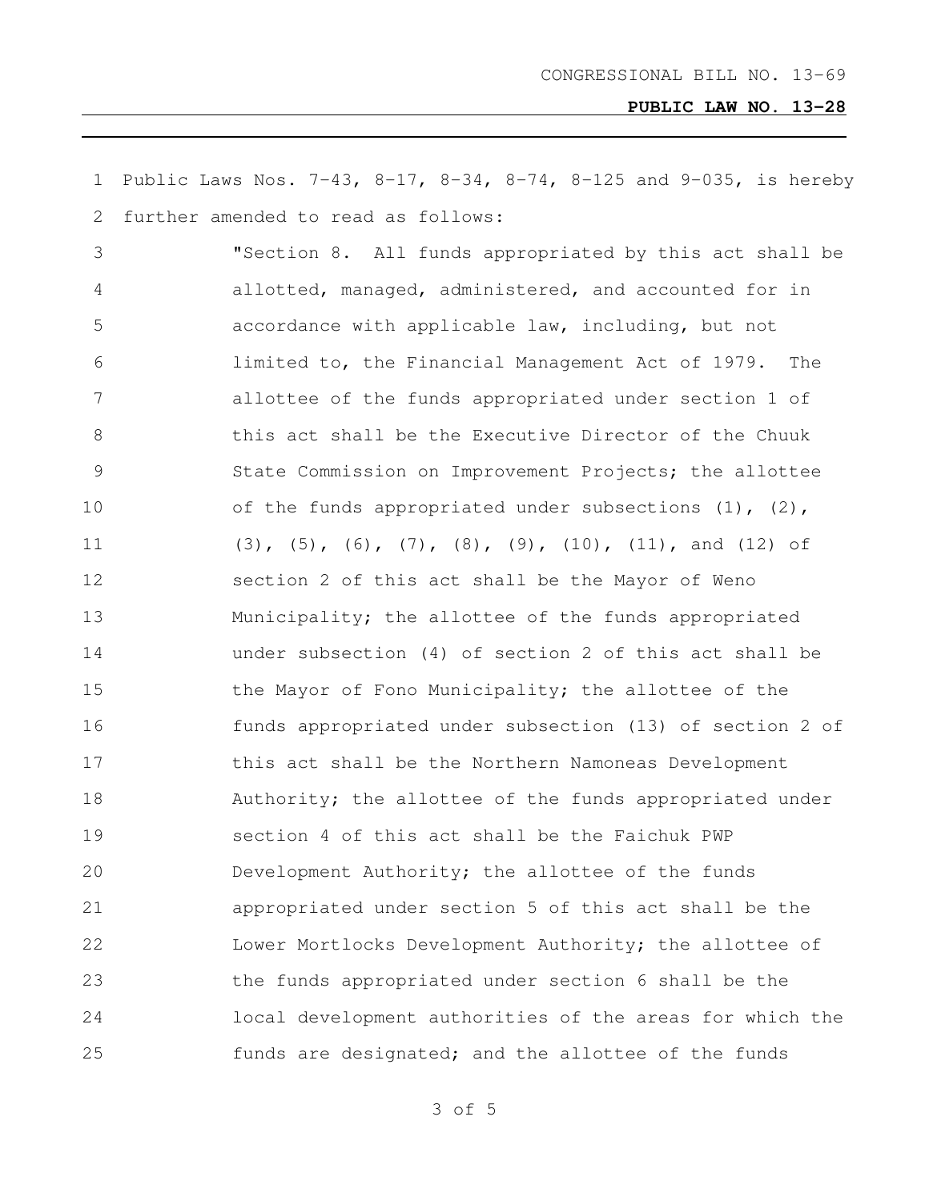Public Laws Nos. 7-43, 8-17, 8-34, 8-74, 8-125 and 9-035, is hereby further amended to read as follows:

"Section 8. All funds appropriated by this act shall be allotted, managed, administered, and accounted for in accordance with applicable law, including, but not limited to, the Financial Management Act of 1979. The allottee of the funds appropriated under section 1 of this act shall be the Executive Director of the Chuuk State Commission on Improvement Projects; the allottee of the funds appropriated under subsections (1), (2), (3), (5), (6), (7), (8), (9), (10), (11), and (12) of section 2 of this act shall be the Mayor of Weno Municipality; the allottee of the funds appropriated under subsection (4) of section 2 of this act shall be the Mayor of Fono Municipality; the allottee of the funds appropriated under subsection (13) of section 2 of this act shall be the Northern Namoneas Development Authority; the allottee of the funds appropriated under section 4 of this act shall be the Faichuk PWP Development Authority; the allottee of the funds appropriated under section 5 of this act shall be the Lower Mortlocks Development Authority; the allottee of the funds appropriated under section 6 shall be the local development authorities of the areas for which the funds are designated; and the allottee of the funds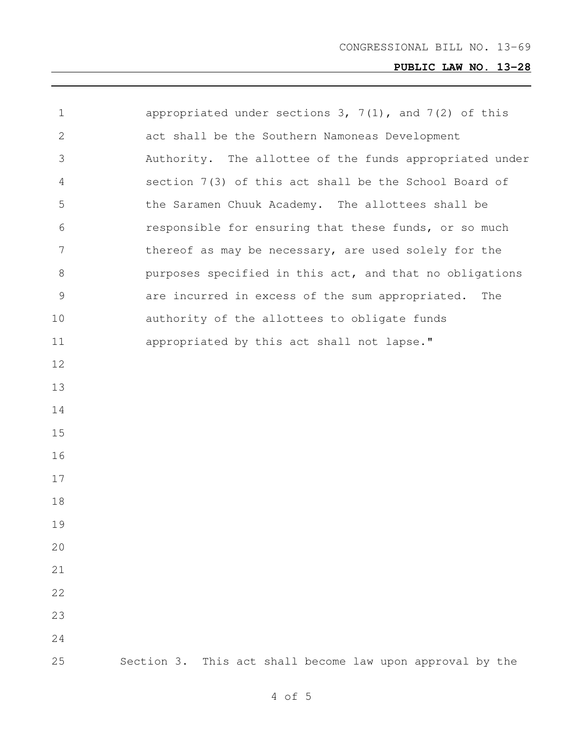appropriated under sections 3, 7(1), and 7(2) of this act shall be the Southern Namoneas Development Authority. The allottee of the funds appropriated under section 7(3) of this act shall be the School Board of the Saramen Chuuk Academy. The allottees shall be responsible for ensuring that these funds, or so much thereof as may be necessary, are used solely for the purposes specified in this act, and that no obligations are incurred in excess of the sum appropriated. The authority of the allottees to obligate funds appropriated by this act shall not lapse."

Section 3. This act shall become law upon approval by the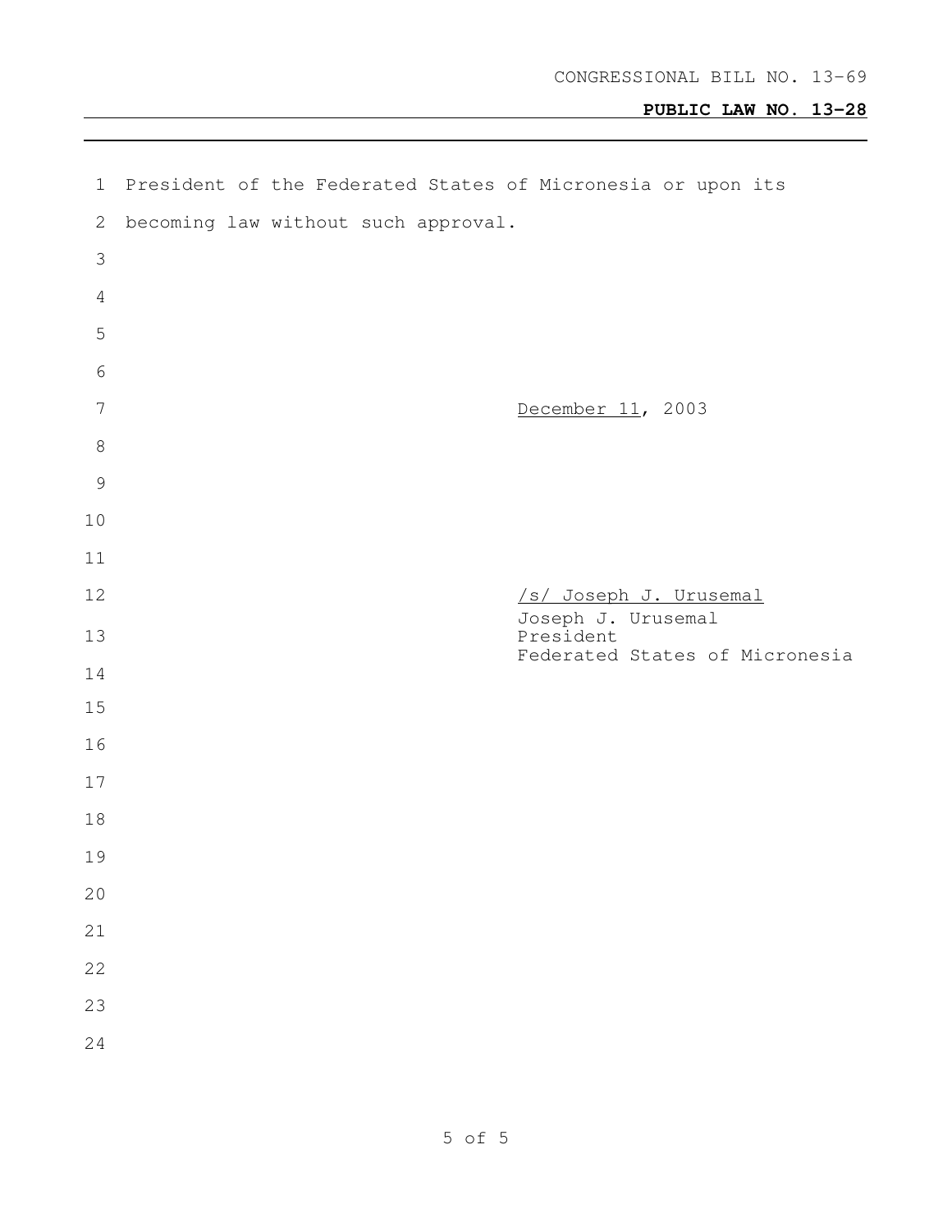President of the Federated States of Micronesia or upon its becoming law without such approval.

December 11, 2003

/s/ Joseph J. Urusemal
Joseph J. Urusemal
President
Federated States of Micronesia